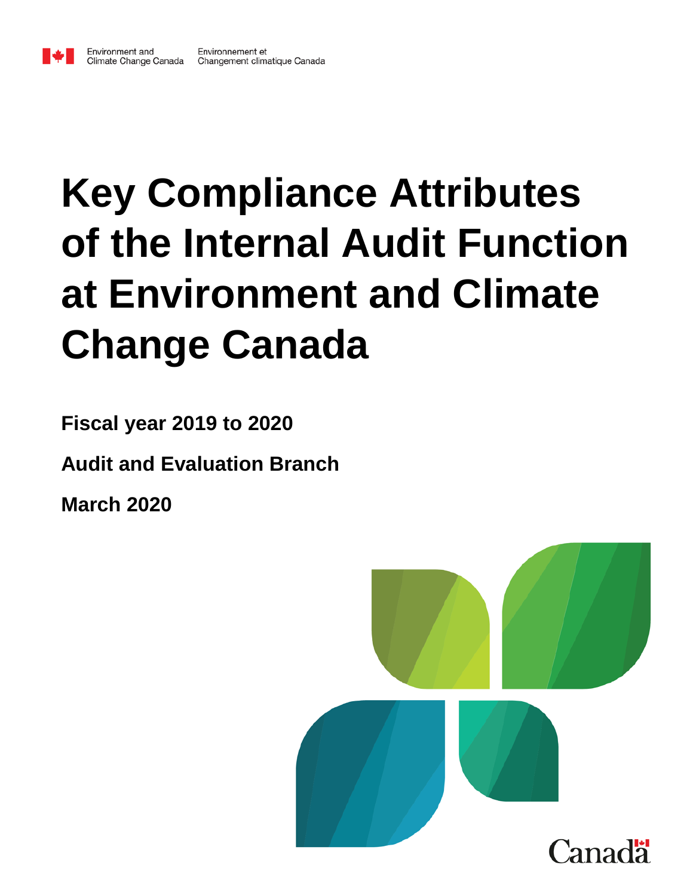Environment and Climate Change Canada Environnement et Changement climatique Canada

# Key Compliance Attributes of the Internal Audit Function at Environment and Climate Change Canada

**Fiscal year 2019 to 2020**

**Audit and Evaluation Branch**

**March 2020**

Canada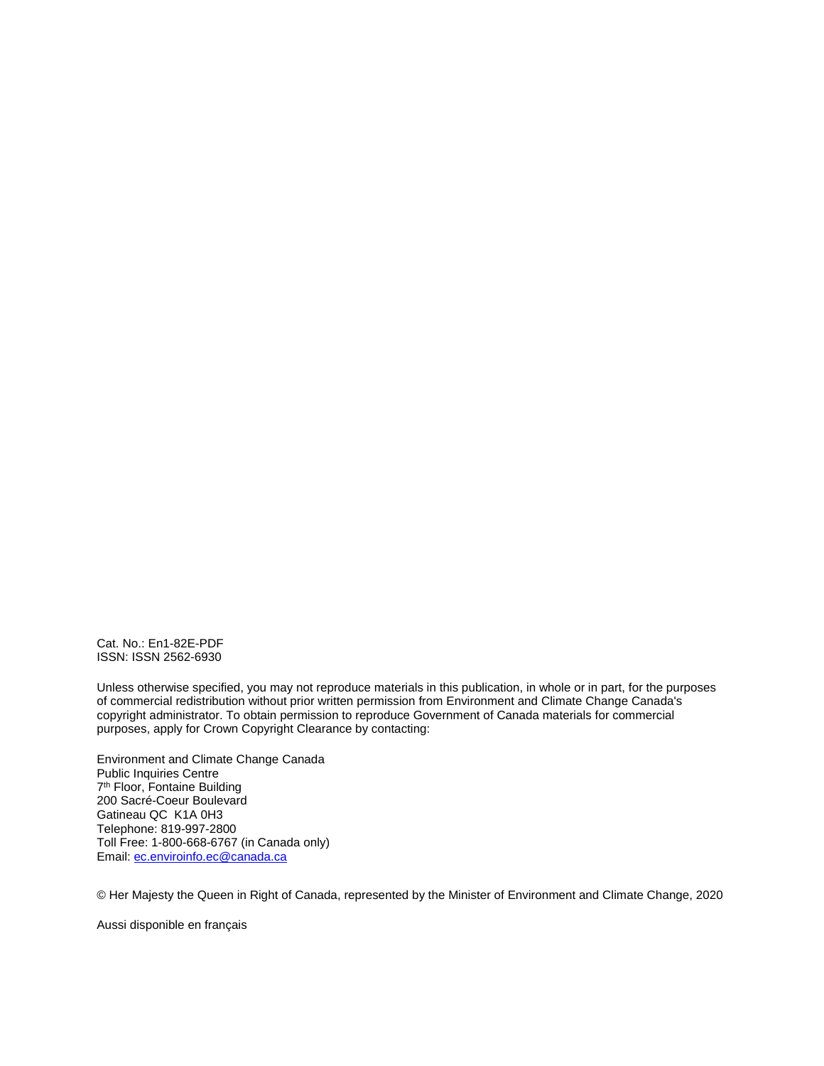Cat. No.: En1-82E-PDF
ISSN: ISSN 2562-6930

Unless otherwise specified, you may not reproduce materials in this publication, in whole or in part, for the purposes of commercial redistribution without prior written permission from Environment and Climate Change Canada's copyright administrator. To obtain permission to reproduce Government of Canada materials for commercial purposes, apply for Crown Copyright Clearance by contacting:

Environment and Climate Change Canada
Public Inquiries Centre
7th Floor, Fontaine Building
200 Sacré-Coeur Boulevard
Gatineau QC K1A 0H3
Telephone: 819-997-2800
Toll Free: 1-800-668-6767 (in Canada only)
Email: ec.enviroinfo.ec@canada.ca

© Her Majesty the Queen in Right of Canada, represented by the Minister of Environment and Climate Change, 2020

Aussi disponible en français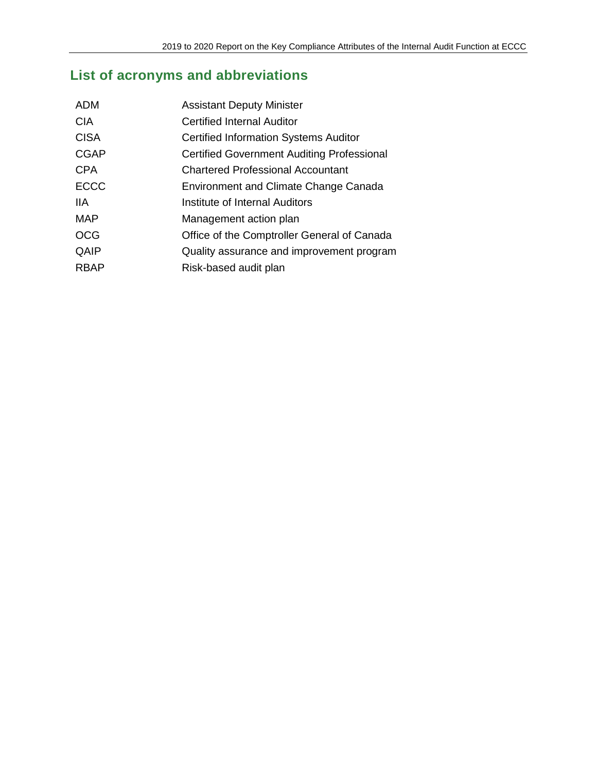## List of acronyms and abbreviations

| | |
|---|---|
| ADM | Assistant Deputy Minister |
| CIA | Certified Internal Auditor |
| CISA | Certified Information Systems Auditor |
| CGAP | Certified Government Auditing Professional |
| CPA | Chartered Professional Accountant |
| ECCC | Environment and Climate Change Canada |
| IIA | Institute of Internal Auditors |
| MAP | Management action plan |
| OCG | Office of the Comptroller General of Canada |
| QAIP | Quality assurance and improvement program |
| RBAP | Risk-based audit plan |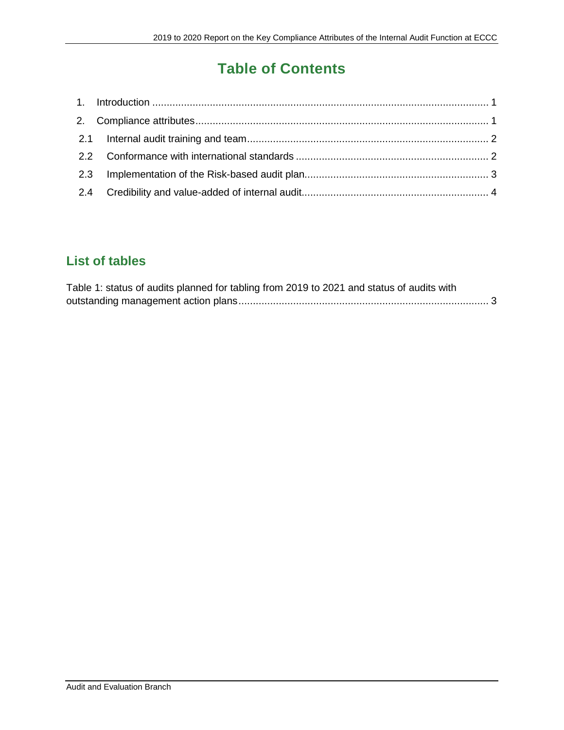# Table of Contents

1. Introduction ..................................................................................................................... 1
2. Compliance attributes...................................................................................................... 1
   - 2.1 Internal audit training and team.................................................................................... 2
   - 2.2 Conformance with international standards .................................................................. 2
   - 2.3 Implementation of the Risk-based audit plan................................................................ 3
   - 2.4 Credibility and value-added of internal audit................................................................ 4

## List of tables

Table 1: status of audits planned for tabling from 2019 to 2021 and status of audits with outstanding management action plans....................................................................................... 3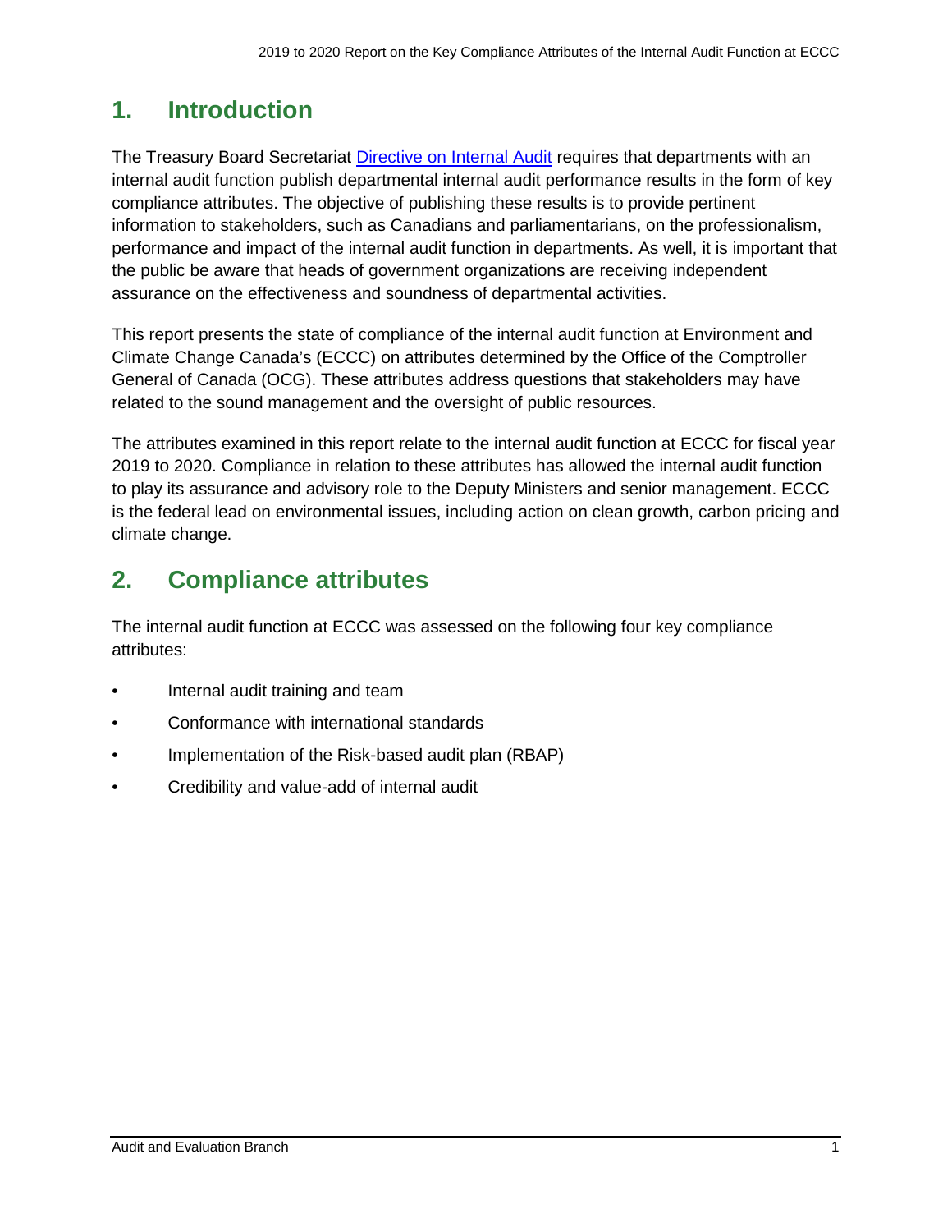# 1. Introduction

The Treasury Board Secretariat [Directive on Internal Audit] requires that departments with an internal audit function publish departmental internal audit performance results in the form of key compliance attributes. The objective of publishing these results is to provide pertinent information to stakeholders, such as Canadians and parliamentarians, on the professionalism, performance and impact of the internal audit function in departments. As well, it is important that the public be aware that heads of government organizations are receiving independent assurance on the effectiveness and soundness of departmental activities.

This report presents the state of compliance of the internal audit function at Environment and Climate Change Canada's (ECCC) on attributes determined by the Office of the Comptroller General of Canada (OCG). These attributes address questions that stakeholders may have related to the sound management and the oversight of public resources.

The attributes examined in this report relate to the internal audit function at ECCC for fiscal year 2019 to 2020. Compliance in relation to these attributes has allowed the internal audit function to play its assurance and advisory role to the Deputy Ministers and senior management. ECCC is the federal lead on environmental issues, including action on clean growth, carbon pricing and climate change.

# 2. Compliance attributes

The internal audit function at ECCC was assessed on the following four key compliance attributes:

- Internal audit training and team
- Conformance with international standards
- Implementation of the Risk-based audit plan (RBAP)
- Credibility and value-add of internal audit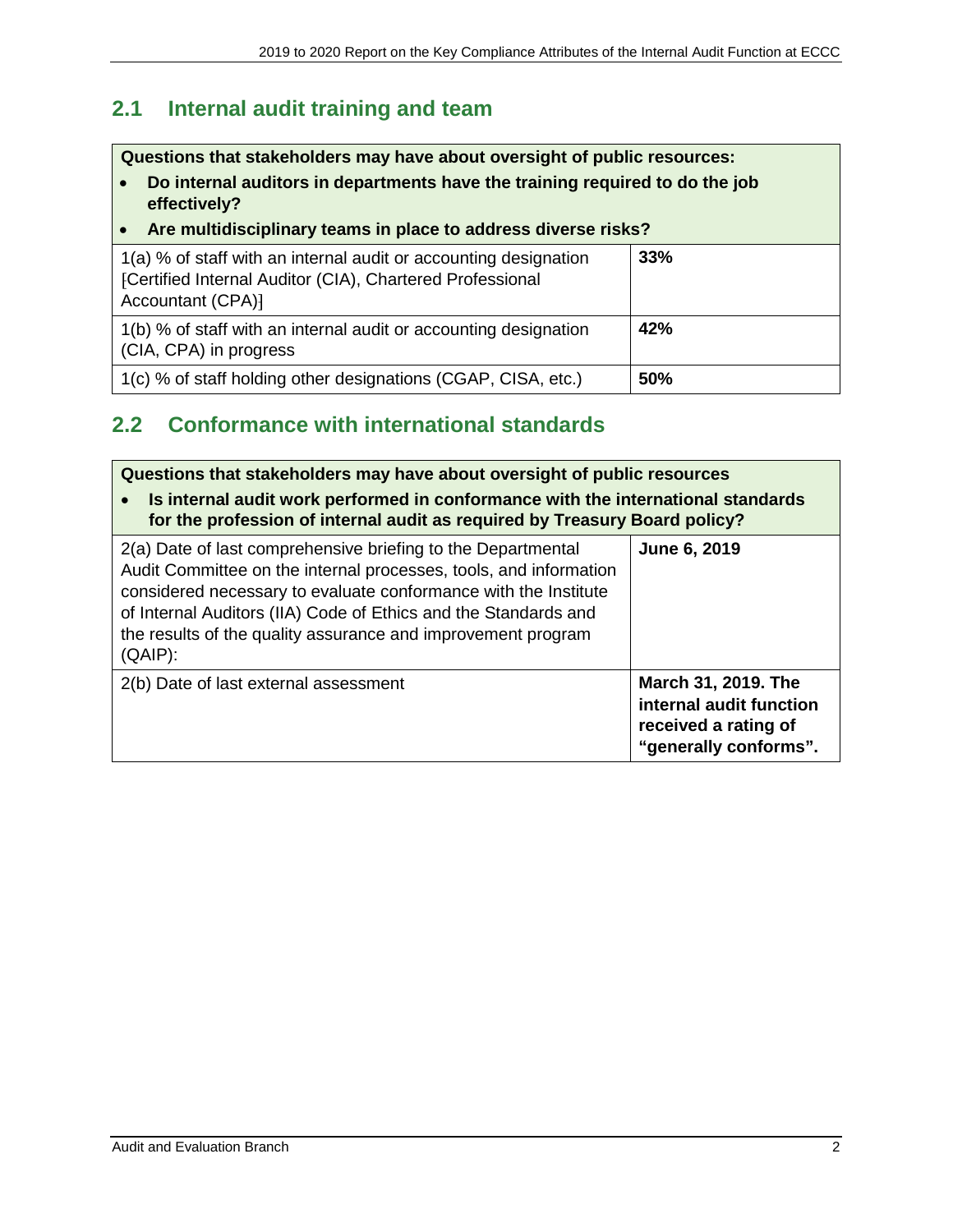## 2.1 Internal audit training and team

| Questions that stakeholders may have about oversight of public resources:<br>• Do internal auditors in departments have the training required to do the job effectively?<br>• Are multidisciplinary teams in place to address diverse risks? | |
|---|---|
| 1(a) % of staff with an internal audit or accounting designation [Certified Internal Auditor (CIA), Chartered Professional Accountant (CPA)] | **33%** |
| 1(b) % of staff with an internal audit or accounting designation (CIA, CPA) in progress | **42%** |
| 1(c) % of staff holding other designations (CGAP, CISA, etc.) | **50%** |

## 2.2 Conformance with international standards

| Questions that stakeholders may have about oversight of public resources<br>• Is internal audit work performed in conformance with the international standards for the profession of internal audit as required by Treasury Board policy? | |
|---|---|
| 2(a) Date of last comprehensive briefing to the Departmental Audit Committee on the internal processes, tools, and information considered necessary to evaluate conformance with the Institute of Internal Auditors (IIA) Code of Ethics and the Standards and the results of the quality assurance and improvement program (QAIP): | **June 6, 2019** |
| 2(b) Date of last external assessment | **March 31, 2019. The internal audit function received a rating of "generally conforms".** |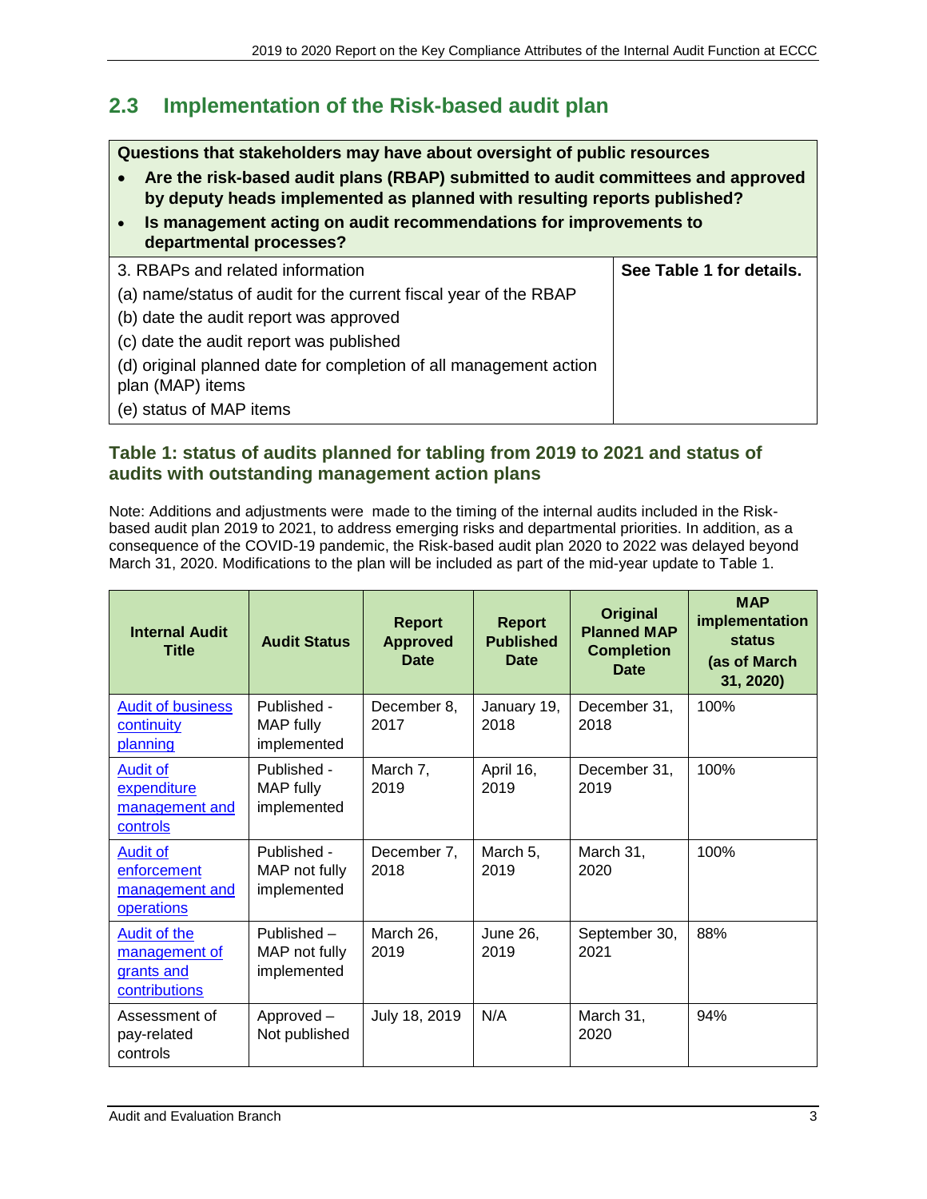## 2.3 Implementation of the Risk-based audit plan

| Questions that stakeholders may have about oversight of public resources<br>• Are the risk-based audit plans (RBAP) submitted to audit committees and approved by deputy heads implemented as planned with resulting reports published?<br>• Is management acting on audit recommendations for improvements to departmental processes? | |
|---|---|
| 3. RBAPs and related information<br>(a) name/status of audit for the current fiscal year of the RBAP<br>(b) date the audit report was approved<br>(c) date the audit report was published<br>(d) original planned date for completion of all management action plan (MAP) items<br>(e) status of MAP items | **See Table 1 for details.** |

### Table 1: status of audits planned for tabling from 2019 to 2021 and status of audits with outstanding management action plans

Note: Additions and adjustments were made to the timing of the internal audits included in the Risk-based audit plan 2019 to 2021, to address emerging risks and departmental priorities. In addition, as a consequence of the COVID-19 pandemic, the Risk-based audit plan 2020 to 2022 was delayed beyond March 31, 2020. Modifications to the plan will be included as part of the mid-year update to Table 1.

| Internal Audit Title | Audit Status | Report Approved Date | Report Published Date | Original Planned MAP Completion Date | MAP implementation status (as of March 31, 2020) |
|---|---|---|---|---|---|
| Audit of business continuity planning | Published - MAP fully implemented | December 8, 2017 | January 19, 2018 | December 31, 2018 | 100% |
| Audit of expenditure management and controls | Published - MAP fully implemented | March 7, 2019 | April 16, 2019 | December 31, 2019 | 100% |
| Audit of enforcement management and operations | Published - MAP not fully implemented | December 7, 2018 | March 5, 2019 | March 31, 2020 | 100% |
| Audit of the management of grants and contributions | Published – MAP not fully implemented | March 26, 2019 | June 26, 2019 | September 30, 2021 | 88% |
| Assessment of pay-related controls | Approved – Not published | July 18, 2019 | N/A | March 31, 2020 | 94% |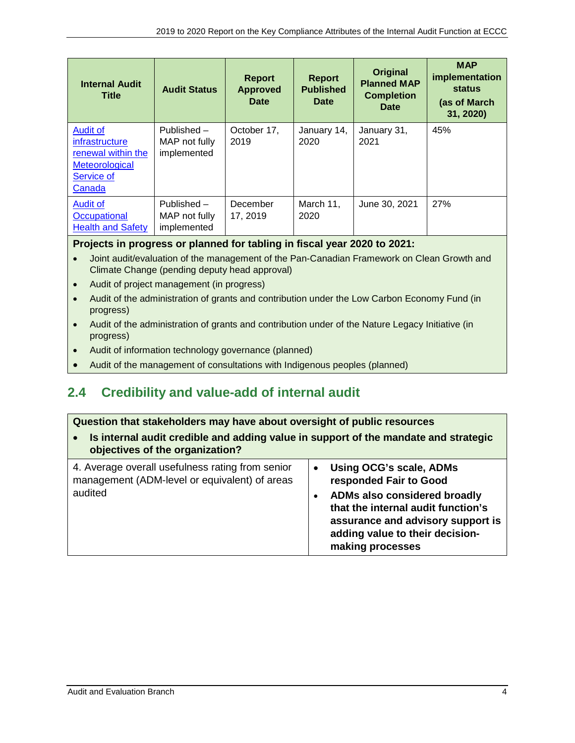| Internal Audit Title | Audit Status | Report Approved Date | Report Published Date | Original Planned MAP Completion Date | MAP implementation status (as of March 31, 2020) |
|---|---|---|---|---|---|
| Audit of infrastructure renewal within the Meteorological Service of Canada | Published – MAP not fully implemented | October 17, 2019 | January 14, 2020 | January 31, 2021 | 45% |
| Audit of Occupational Health and Safety | Published – MAP not fully implemented | December 17, 2019 | March 11, 2020 | June 30, 2021 | 27% |

**Projects in progress or planned for tabling in fiscal year 2020 to 2021:**

- Joint audit/evaluation of the management of the Pan-Canadian Framework on Clean Growth and Climate Change (pending deputy head approval)
- Audit of project management (in progress)
- Audit of the administration of grants and contribution under the Low Carbon Economy Fund (in progress)
- Audit of the administration of grants and contribution under of the Nature Legacy Initiative (in progress)
- Audit of information technology governance (planned)
- Audit of the management of consultations with Indigenous peoples (planned)

## 2.4 Credibility and value-add of internal audit

| **Question that stakeholders may have about oversight of public resources**<br>• **Is internal audit credible and adding value in support of the mandate and strategic objectives of the organization?** | |
|---|---|
| 4. Average overall usefulness rating from senior management (ADM-level or equivalent) of areas audited | • **Using OCG's scale, ADMs responded Fair to Good**<br>• **ADMs also considered broadly that the internal audit function's assurance and advisory support is adding value to their decision-making processes** |